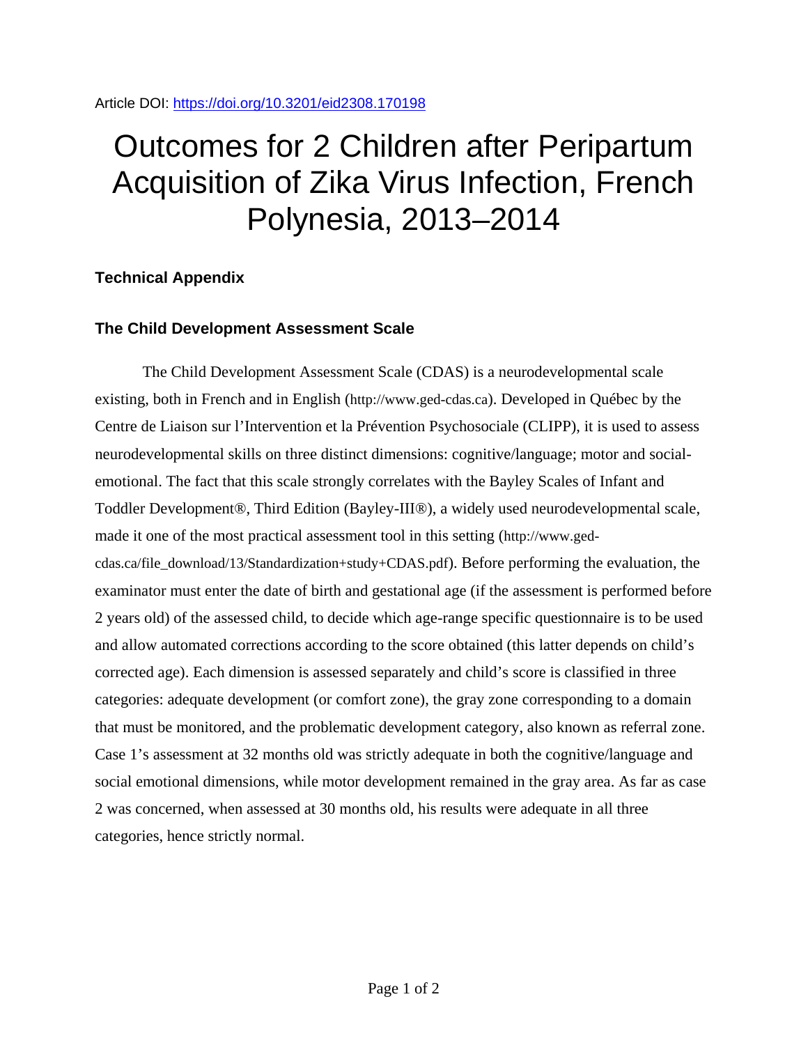Article DOI: https://doi.org/10.3201/eid2308.170198

# Outcomes for 2 Children after Peripartum Acquisition of Zika Virus Infection, French Polynesia, 2013–2014

## Technical Appendix

### The Child Development Assessment Scale

The Child Development Assessment Scale (CDAS) is a neurodevelopmental scale existing, both in French and in English (http://www.ged-cdas.ca). Developed in Québec by the Centre de Liaison sur l'Intervention et la Prévention Psychosociale (CLIPP), it is used to assess neurodevelopmental skills on three distinct dimensions: cognitive/language; motor and social-emotional. The fact that this scale strongly correlates with the Bayley Scales of Infant and Toddler Development®, Third Edition (Bayley-III®), a widely used neurodevelopmental scale, made it one of the most practical assessment tool in this setting (http://www.ged-cdas.ca/file_download/13/Standardization+study+CDAS.pdf). Before performing the evaluation, the examinator must enter the date of birth and gestational age (if the assessment is performed before 2 years old) of the assessed child, to decide which age-range specific questionnaire is to be used and allow automated corrections according to the score obtained (this latter depends on child's corrected age). Each dimension is assessed separately and child's score is classified in three categories: adequate development (or comfort zone), the gray zone corresponding to a domain that must be monitored, and the problematic development category, also known as referral zone. Case 1's assessment at 32 months old was strictly adequate in both the cognitive/language and social emotional dimensions, while motor development remained in the gray area. As far as case 2 was concerned, when assessed at 30 months old, his results were adequate in all three categories, hence strictly normal.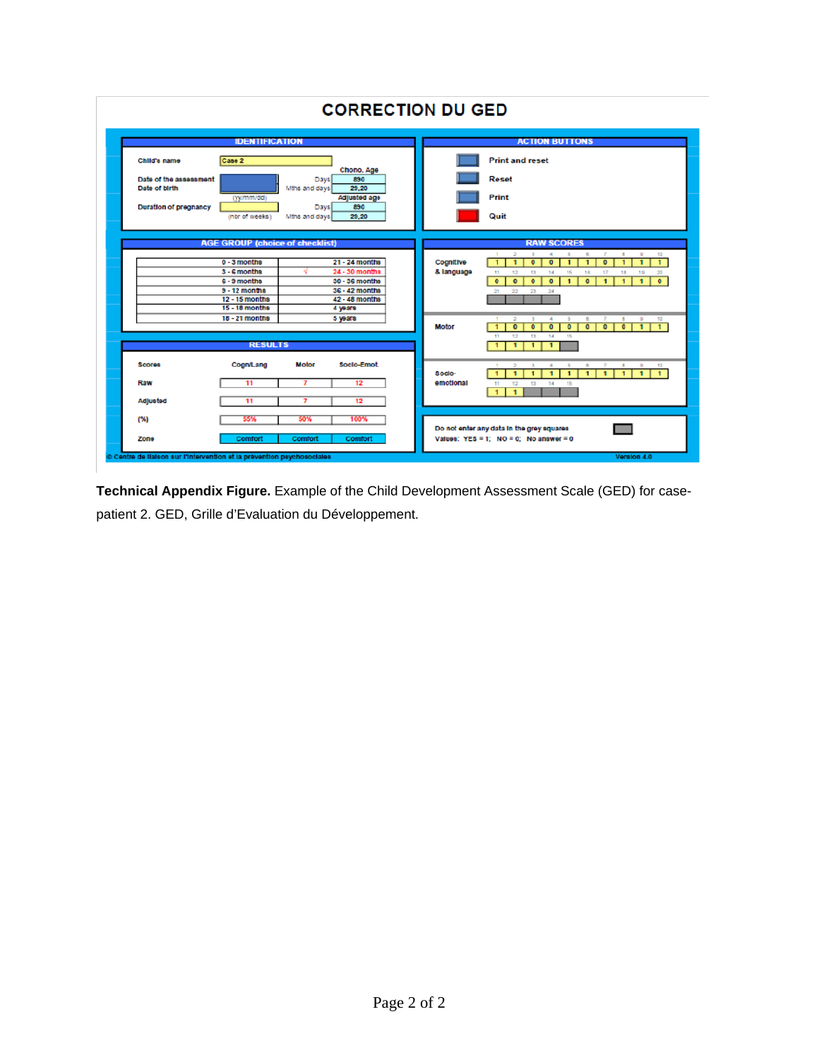# CORRECTION DU GED

**IDENTIFICATION**

Child's name: Case 2

Date of the assessment

Date of birth

(yy/mm/dd)

Duration of pregnancy

(nbr of weeks)

Chono. Age

Days: 890

Mths and days: 29,20

Adjusted age

Days: 890

Mths and days: 29,20

**ACTION BUTTONS**

Print and reset

Reset

Print

Quit

**AGE GROUP (choice of checklist)**

| | | |
|---|---|---|
| 0 - 3 months | | 21 - 24 months |
| 3 - 6 months | √ | 24 - 30 months |
| 6 - 9 months | | 30 - 36 months |
| 9 - 12 months | | 36 - 42 months |
| 12 - 15 months | | 42 - 48 months |
| 15 - 18 months | | 4 years |
| 18 - 21 months | | 5 years |

**RAW SCORES**

Cognitive & language

| 1 | 2 | 3 | 4 | 5 | 6 | 7 | 8 | 9 | 10 |
|---|---|---|---|---|---|---|---|---|---|
| 1 | 1 | 0 | 0 | 1 | 1 | 0 | 1 | 1 | 1 |

| 11 | 12 | 13 | 14 | 15 | 16 | 17 | 18 | 19 | 20 |
|---|---|---|---|---|---|---|---|---|---|
| 0 | 0 | 0 | 0 | 1 | 0 | 1 | 1 | 1 | 0 |

| 21 | 22 | 23 | 24 |
|---|---|---|---|
| | | | |

Motor

| 1 | 2 | 3 | 4 | 5 | 6 | 7 | 8 | 9 | 10 |
|---|---|---|---|---|---|---|---|---|---|
| 1 | 0 | 0 | 0 | 0 | 0 | 0 | 0 | 1 | 1 |

| 11 | 12 | 13 | 14 | 15 |
|---|---|---|---|---|
| 1 | 1 | 1 | 1 | |

Socio-emotional

| 1 | 2 | 3 | 4 | 5 | 6 | 7 | 8 | 9 | 10 |
|---|---|---|---|---|---|---|---|---|---|
| 1 | 1 | 1 | 1 | 1 | 1 | 1 | 1 | 1 | 1 |

| 11 | 12 | 13 | 14 | 15 |
|---|---|---|---|---|
| 1 | 1 | | | |

**RESULTS**

| Scores | Cogn/Lang | Motor | Socio-Emot |
|---|---|---|---|
| Raw | 11 | 7 | 12 |
| Adjusted | 11 | 7 | 12 |
| (%) | 55% | 50% | 100% |
| Zone | Comfort | Comfort | Comfort |

Do not enter any data in the grey squares

Values: YES = 1; NO = 0; No answer = 0

© Centre de liaison sur l'intervention et la prévention psychosociales

Version 4.0

**Technical Appendix Figure.** Example of the Child Development Assessment Scale (GED) for case-patient 2. GED, Grille d'Evaluation du Développement.